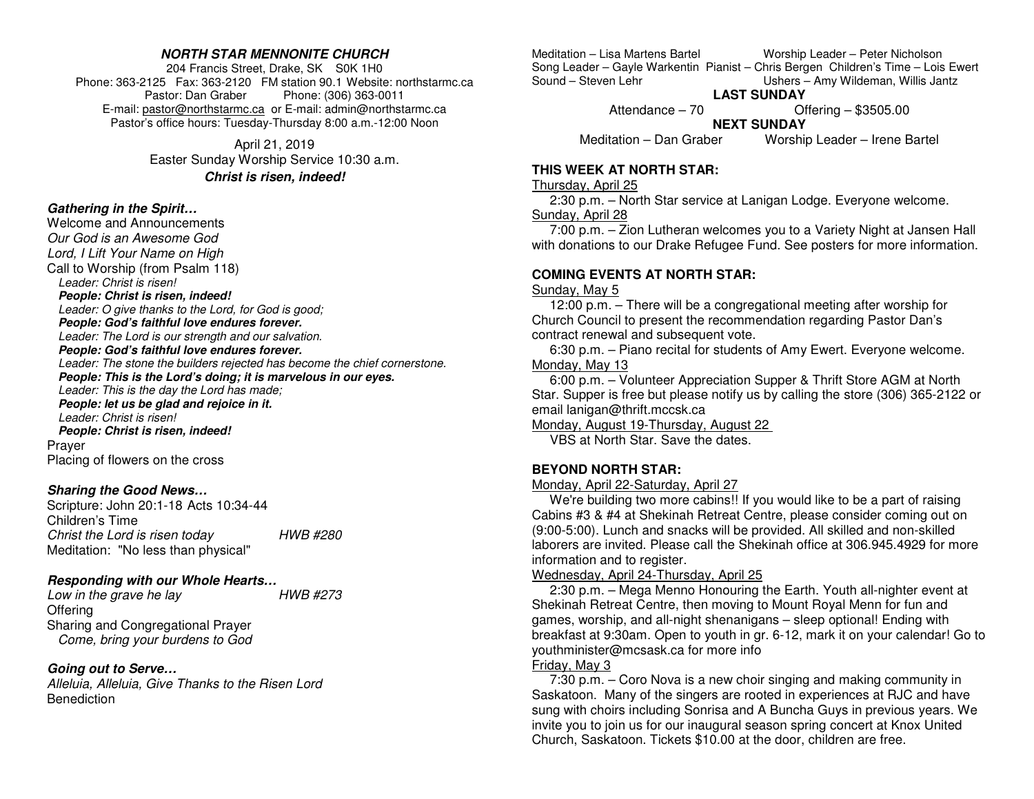# NORTH STAR MENNONITE CHURCH

204 Francis Street, Drake, SK S0K 1H0
Phone: 363-2125 Fax: 363-2120 FM station 90.1 Website: northstarmc.ca
Pastor: Dan Graber Phone: (306) 363-0011
E-mail: pastor@northstarmc.ca or E-mail: admin@northstarmc.ca
Pastor's office hours: Tuesday-Thursday 8:00 a.m.-12:00 Noon

April 21, 2019
Easter Sunday Worship Service 10:30 a.m.
***Christ is risen, indeed!***

### *Gathering in the Spirit…*

Welcome and Announcements
*Our God is an Awesome God*
*Lord, I Lift Your Name on High*
Call to Worship (from Psalm 118)

*Leader: Christ is risen!*
***People: Christ is risen, indeed!***
*Leader: O give thanks to the Lord, for God is good;*
***People: God's faithful love endures forever.***
*Leader: The Lord is our strength and our salvation.*
***People: God's faithful love endures forever.***
*Leader: The stone the builders rejected has become the chief cornerstone.*
***People: This is the Lord's doing; it is marvelous in our eyes.***
*Leader: This is the day the Lord has made;*
***People: let us be glad and rejoice in it.***
*Leader: Christ is risen!*
***People: Christ is risen, indeed!***

Prayer
Placing of flowers on the cross

### *Sharing the Good News…*

Scripture: John 20:1-18 Acts 10:34-44
Children's Time
*Christ the Lord is risen today* *HWB #280*
Meditation: "No less than physical"

### *Responding with our Whole Hearts…*

*Low in the grave he lay* *HWB #273*
Offering
Sharing and Congregational Prayer
*Come, bring your burdens to God*

### *Going out to Serve…*

*Alleluia, Alleluia, Give Thanks to the Risen Lord*
Benediction

Meditation – Lisa Martens Bartel Worship Leader – Peter Nicholson
Song Leader – Gayle Warkentin Pianist – Chris Bergen Children's Time – Lois Ewert
Sound – Steven Lehr Ushers – Amy Wildeman, Willis Jantz

**LAST SUNDAY**

Attendance – 70 Offering – $3505.00

**NEXT SUNDAY**

Meditation – Dan Graber Worship Leader – Irene Bartel

## THIS WEEK AT NORTH STAR:

Thursday, April 25
2:30 p.m. – North Star service at Lanigan Lodge. Everyone welcome.

Sunday, April 28
7:00 p.m. – Zion Lutheran welcomes you to a Variety Night at Jansen Hall with donations to our Drake Refugee Fund. See posters for more information.

## COMING EVENTS AT NORTH STAR:

Sunday, May 5
12:00 p.m. – There will be a congregational meeting after worship for Church Council to present the recommendation regarding Pastor Dan's contract renewal and subsequent vote.
6:30 p.m. – Piano recital for students of Amy Ewert. Everyone welcome.

Monday, May 13
6:00 p.m. – Volunteer Appreciation Supper & Thrift Store AGM at North Star. Supper is free but please notify us by calling the store (306) 365-2122 or email lanigan@thrift.mccsk.ca

Monday, August 19-Thursday, August 22
VBS at North Star. Save the dates.

## BEYOND NORTH STAR:

Monday, April 22-Saturday, April 27
We're building two more cabins!! If you would like to be a part of raising Cabins #3 & #4 at Shekinah Retreat Centre, please consider coming out on (9:00-5:00). Lunch and snacks will be provided. All skilled and non-skilled laborers are invited. Please call the Shekinah office at 306.945.4929 for more information and to register.

Wednesday, April 24-Thursday, April 25
2:30 p.m. – Mega Menno Honouring the Earth. Youth all-nighter event at Shekinah Retreat Centre, then moving to Mount Royal Menn for fun and games, worship, and all-night shenanigans – sleep optional! Ending with breakfast at 9:30am. Open to youth in gr. 6-12, mark it on your calendar! Go to youthminister@mcsask.ca for more info

Friday, May 3
7:30 p.m. – Coro Nova is a new choir singing and making community in Saskatoon. Many of the singers are rooted in experiences at RJC and have sung with choirs including Sonrisa and A Buncha Guys in previous years. We invite you to join us for our inaugural season spring concert at Knox United Church, Saskatoon. Tickets $10.00 at the door, children are free.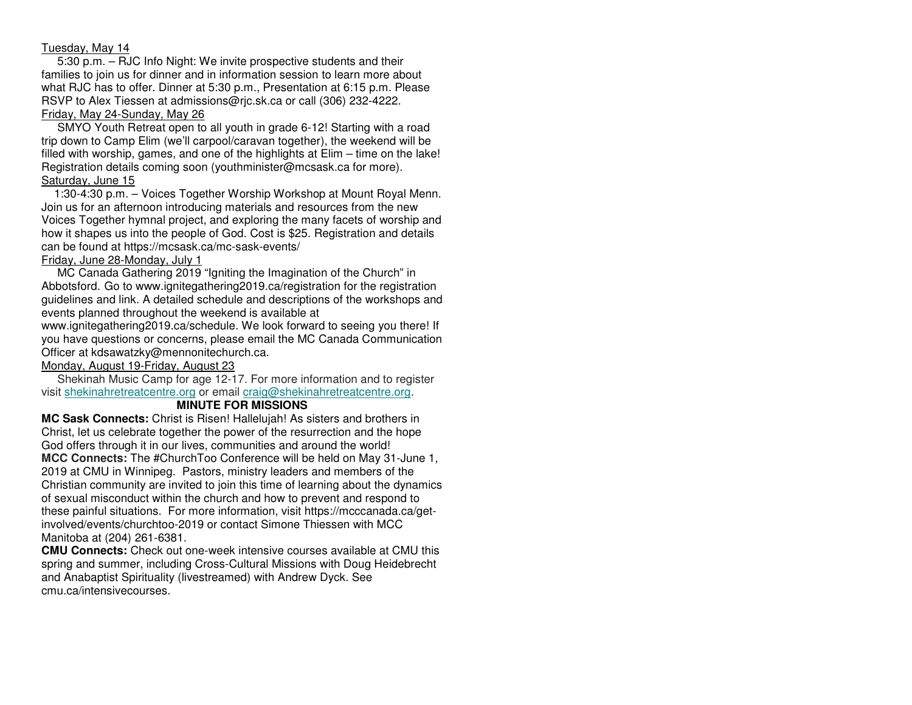Tuesday, May 14

5:30 p.m. – RJC Info Night: We invite prospective students and their families to join us for dinner and in information session to learn more about what RJC has to offer. Dinner at 5:30 p.m., Presentation at 6:15 p.m. Please RSVP to Alex Tiessen at admissions@rjc.sk.ca or call (306) 232-4222.

Friday, May 24-Sunday, May 26

SMYO Youth Retreat open to all youth in grade 6-12! Starting with a road trip down to Camp Elim (we'll carpool/caravan together), the weekend will be filled with worship, games, and one of the highlights at Elim – time on the lake! Registration details coming soon (youthminister@mcsask.ca for more).

Saturday, June 15

1:30-4:30 p.m. – Voices Together Worship Workshop at Mount Royal Menn. Join us for an afternoon introducing materials and resources from the new Voices Together hymnal project, and exploring the many facets of worship and how it shapes us into the people of God. Cost is $25. Registration and details can be found at https://mcsask.ca/mc-sask-events/

Friday, June 28-Monday, July 1

MC Canada Gathering 2019 "Igniting the Imagination of the Church" in Abbotsford. Go to www.ignitegathering2019.ca/registration for the registration guidelines and link. A detailed schedule and descriptions of the workshops and events planned throughout the weekend is available at www.ignitegathering2019.ca/schedule. We look forward to seeing you there! If you have questions or concerns, please email the MC Canada Communication Officer at kdsawatzky@mennonitechurch.ca.

Monday, August 19-Friday, August 23

Shekinah Music Camp for age 12-17. For more information and to register visit shekinahretreatcentre.org or email craig@shekinahretreatcentre.org.

**MINUTE FOR MISSIONS**

**MC Sask Connects:** Christ is Risen! Hallelujah! As sisters and brothers in Christ, let us celebrate together the power of the resurrection and the hope God offers through it in our lives, communities and around the world!

**MCC Connects:** The #ChurchToo Conference will be held on May 31-June 1, 2019 at CMU in Winnipeg. Pastors, ministry leaders and members of the Christian community are invited to join this time of learning about the dynamics of sexual misconduct within the church and how to prevent and respond to these painful situations. For more information, visit https://mcccanada.ca/get-involved/events/churchtoo-2019 or contact Simone Thiessen with MCC Manitoba at (204) 261-6381.

**CMU Connects:** Check out one-week intensive courses available at CMU this spring and summer, including Cross-Cultural Missions with Doug Heidebrecht and Anabaptist Spirituality (livestreamed) with Andrew Dyck. See cmu.ca/intensivecourses.